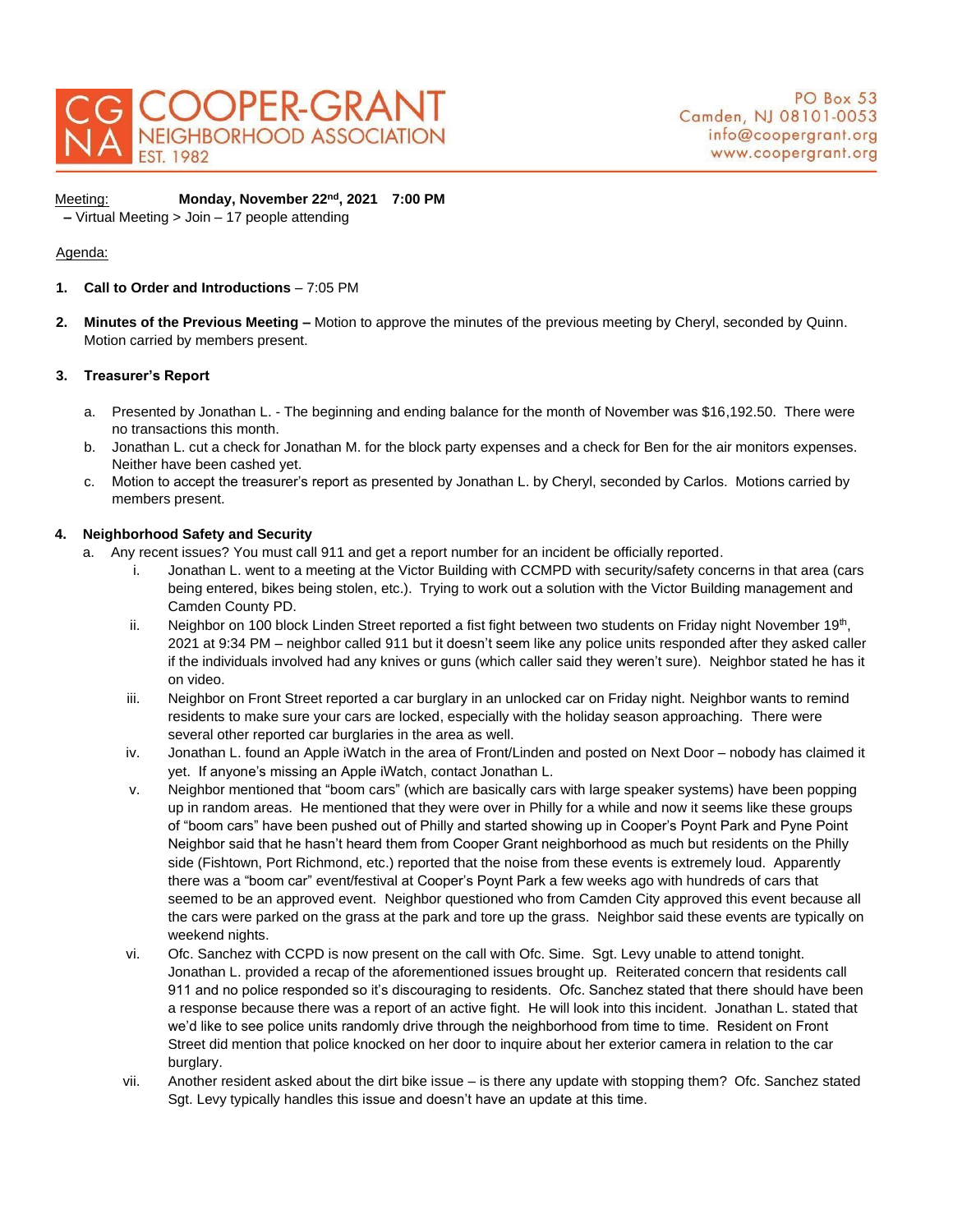# COOPER-GRANT NEIGHBORHOOD ASSOCIATION
EST. 1982

PO Box 53
Camden, NJ 08101-0053
info@coopergrant.org
www.coopergrant.org

Meeting: **Monday, November 22nd, 2021 7:00 PM**
– Virtual Meeting > Join – 17 people attending

Agenda:

1. **Call to Order and Introductions** – 7:05 PM

2. **Minutes of the Previous Meeting –** Motion to approve the minutes of the previous meeting by Cheryl, seconded by Quinn. Motion carried by members present.

3. **Treasurer's Report**

   a. Presented by Jonathan L. - The beginning and ending balance for the month of November was $16,192.50. There were no transactions this month.
   
   b. Jonathan L. cut a check for Jonathan M. for the block party expenses and a check for Ben for the air monitors expenses. Neither have been cashed yet.
   
   c. Motion to accept the treasurer's report as presented by Jonathan L. by Cheryl, seconded by Carlos. Motions carried by members present.

4. **Neighborhood Safety and Security**

   a. Any recent issues? You must call 911 and get a report number for an incident be officially reported.
   
      i. Jonathan L. went to a meeting at the Victor Building with CCMPD with security/safety concerns in that area (cars being entered, bikes being stolen, etc.). Trying to work out a solution with the Victor Building management and Camden County PD.
      
      ii. Neighbor on 100 block Linden Street reported a fist fight between two students on Friday night November 19th, 2021 at 9:34 PM – neighbor called 911 but it doesn't seem like any police units responded after they asked caller if the individuals involved had any knives or guns (which caller said they weren't sure). Neighbor stated he has it on video.
      
      iii. Neighbor on Front Street reported a car burglary in an unlocked car on Friday night. Neighbor wants to remind residents to make sure your cars are locked, especially with the holiday season approaching. There were several other reported car burglaries in the area as well.
      
      iv. Jonathan L. found an Apple iWatch in the area of Front/Linden and posted on Next Door – nobody has claimed it yet. If anyone's missing an Apple iWatch, contact Jonathan L.
      
      v. Neighbor mentioned that "boom cars" (which are basically cars with large speaker systems) have been popping up in random areas. He mentioned that they were over in Philly for a while and now it seems like these groups of "boom cars" have been pushed out of Philly and started showing up in Cooper's Poynt Park and Pyne Point Neighbor said that he hasn't heard them from Cooper Grant neighborhood as much but residents on the Philly side (Fishtown, Port Richmond, etc.) reported that the noise from these events is extremely loud. Apparently there was a "boom car" event/festival at Cooper's Poynt Park a few weeks ago with hundreds of cars that seemed to be an approved event. Neighbor questioned who from Camden City approved this event because all the cars were parked on the grass at the park and tore up the grass. Neighbor said these events are typically on weekend nights.
      
      vi. Ofc. Sanchez with CCPD is now present on the call with Ofc. Sime. Sgt. Levy unable to attend tonight. Jonathan L. provided a recap of the aforementioned issues brought up. Reiterated concern that residents call 911 and no police responded so it's discouraging to residents. Ofc. Sanchez stated that there should have been a response because there was a report of an active fight. He will look into this incident. Jonathan L. stated that we'd like to see police units randomly drive through the neighborhood from time to time. Resident on Front Street did mention that police knocked on her door to inquire about her exterior camera in relation to the car burglary.
      
      vii. Another resident asked about the dirt bike issue – is there any update with stopping them? Ofc. Sanchez stated Sgt. Levy typically handles this issue and doesn't have an update at this time.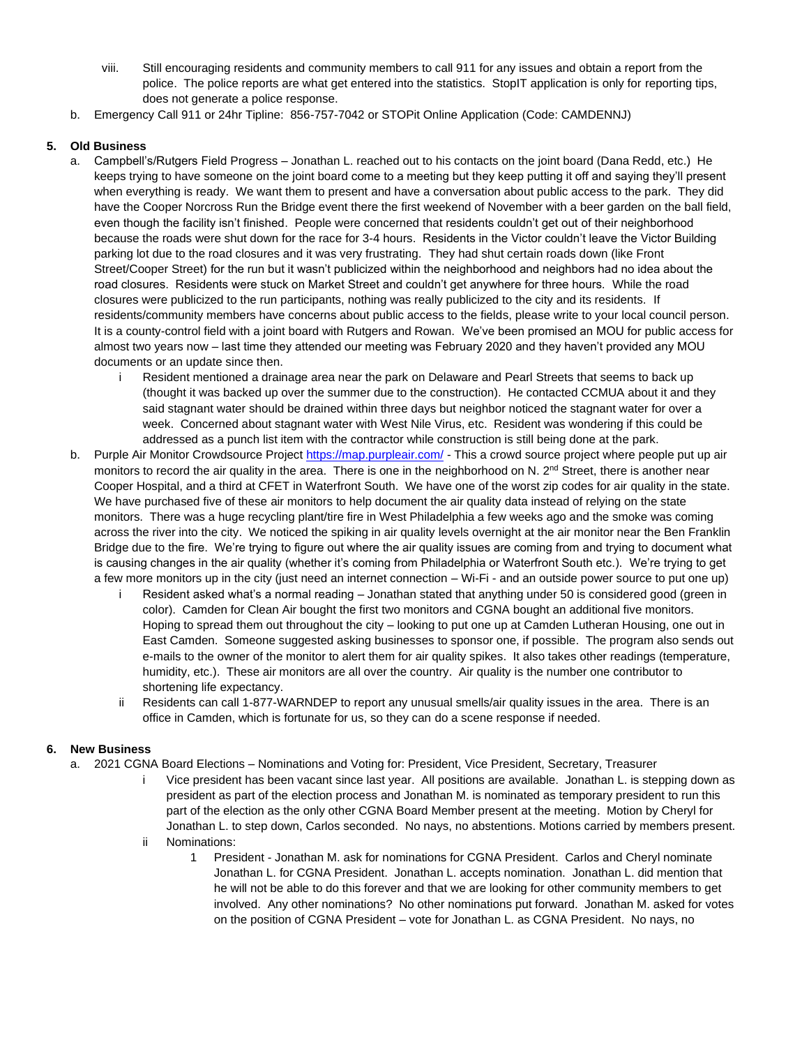viii. Still encouraging residents and community members to call 911 for any issues and obtain a report from the police. The police reports are what get entered into the statistics. StopIT application is only for reporting tips, does not generate a police response.

b. Emergency Call 911 or 24hr Tipline: 856-757-7042 or STOPit Online Application (Code: CAMDENNJ)

**5. Old Business**

a. Campbell's/Rutgers Field Progress – Jonathan L. reached out to his contacts on the joint board (Dana Redd, etc.) He keeps trying to have someone on the joint board come to a meeting but they keep putting it off and saying they'll present when everything is ready. We want them to present and have a conversation about public access to the park. They did have the Cooper Norcross Run the Bridge event there the first weekend of November with a beer garden on the ball field, even though the facility isn't finished. People were concerned that residents couldn't get out of their neighborhood because the roads were shut down for the race for 3-4 hours. Residents in the Victor couldn't leave the Victor Building parking lot due to the road closures and it was very frustrating. They had shut certain roads down (like Front Street/Cooper Street) for the run but it wasn't publicized within the neighborhood and neighbors had no idea about the road closures. Residents were stuck on Market Street and couldn't get anywhere for three hours. While the road closures were publicized to the run participants, nothing was really publicized to the city and its residents. If residents/community members have concerns about public access to the fields, please write to your local council person. It is a county-control field with a joint board with Rutgers and Rowan. We've been promised an MOU for public access for almost two years now – last time they attended our meeting was February 2020 and they haven't provided any MOU documents or an update since then.

   i Resident mentioned a drainage area near the park on Delaware and Pearl Streets that seems to back up (thought it was backed up over the summer due to the construction). He contacted CCMUA about it and they said stagnant water should be drained within three days but neighbor noticed the stagnant water for over a week. Concerned about stagnant water with West Nile Virus, etc. Resident was wondering if this could be addressed as a punch list item with the contractor while construction is still being done at the park.

b. Purple Air Monitor Crowdsource Project https://map.purpleair.com/ - This a crowd source project where people put up air monitors to record the air quality in the area. There is one in the neighborhood on N. 2nd Street, there is another near Cooper Hospital, and a third at CFET in Waterfront South. We have one of the worst zip codes for air quality in the state. We have purchased five of these air monitors to help document the air quality data instead of relying on the state monitors. There was a huge recycling plant/tire fire in West Philadelphia a few weeks ago and the smoke was coming across the river into the city. We noticed the spiking in air quality levels overnight at the air monitor near the Ben Franklin Bridge due to the fire. We're trying to figure out where the air quality issues are coming from and trying to document what is causing changes in the air quality (whether it's coming from Philadelphia or Waterfront South etc.). We're trying to get a few more monitors up in the city (just need an internet connection – Wi-Fi - and an outside power source to put one up)

   i Resident asked what's a normal reading – Jonathan stated that anything under 50 is considered good (green in color). Camden for Clean Air bought the first two monitors and CGNA bought an additional five monitors. Hoping to spread them out throughout the city – looking to put one up at Camden Lutheran Housing, one out in East Camden. Someone suggested asking businesses to sponsor one, if possible. The program also sends out e-mails to the owner of the monitor to alert them for air quality spikes. It also takes other readings (temperature, humidity, etc.). These air monitors are all over the country. Air quality is the number one contributor to shortening life expectancy.

   ii Residents can call 1-877-WARNDEP to report any unusual smells/air quality issues in the area. There is an office in Camden, which is fortunate for us, so they can do a scene response if needed.

**6. New Business**

a. 2021 CGNA Board Elections – Nominations and Voting for: President, Vice President, Secretary, Treasurer

   i Vice president has been vacant since last year. All positions are available. Jonathan L. is stepping down as president as part of the election process and Jonathan M. is nominated as temporary president to run this part of the election as the only other CGNA Board Member present at the meeting. Motion by Cheryl for Jonathan L. to step down, Carlos seconded. No nays, no abstentions. Motions carried by members present.

   ii Nominations:

      1 President - Jonathan M. ask for nominations for CGNA President. Carlos and Cheryl nominate Jonathan L. for CGNA President. Jonathan L. accepts nomination. Jonathan L. did mention that he will not be able to do this forever and that we are looking for other community members to get involved. Any other nominations? No other nominations put forward. Jonathan M. asked for votes on the position of CGNA President – vote for Jonathan L. as CGNA President. No nays, no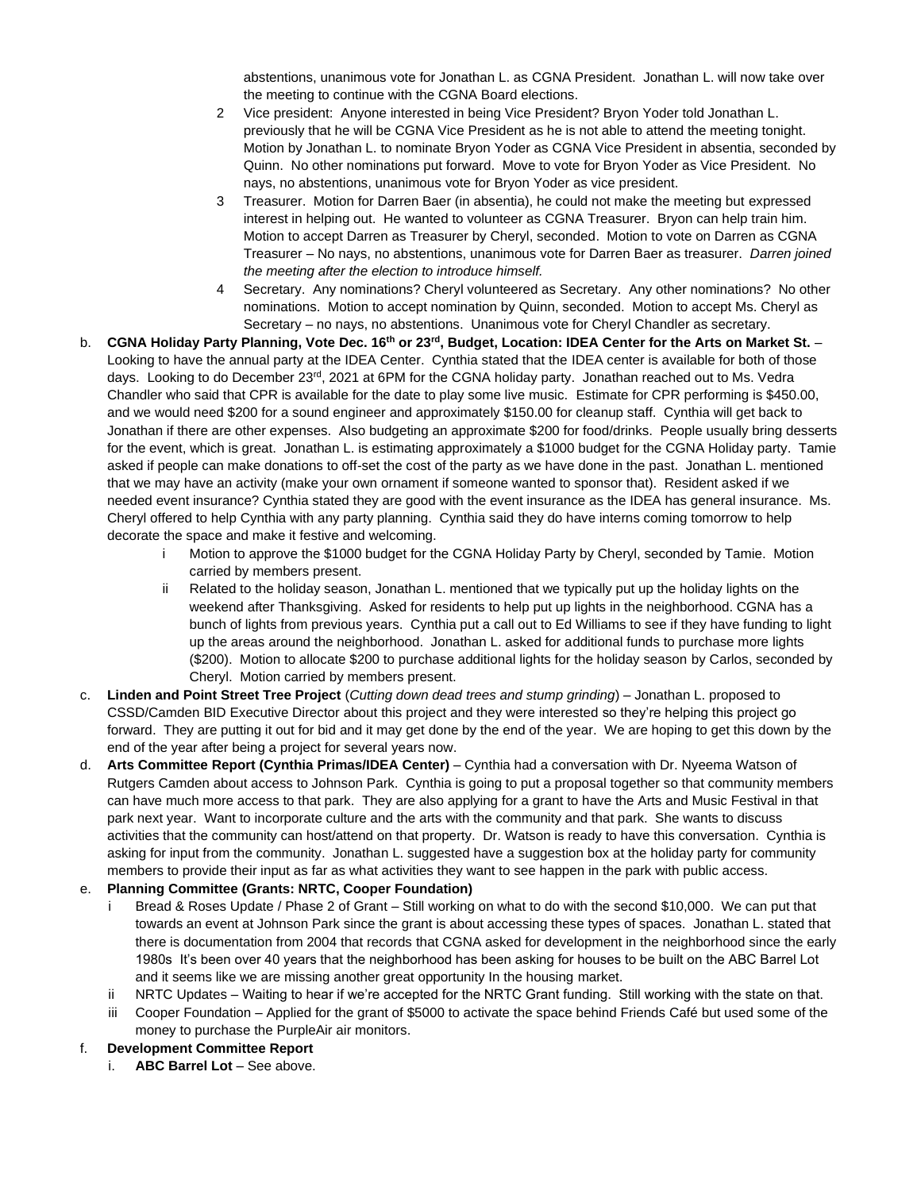abstentions, unanimous vote for Jonathan L. as CGNA President. Jonathan L. will now take over the meeting to continue with the CGNA Board elections.

2. Vice president: Anyone interested in being Vice President? Bryon Yoder told Jonathan L. previously that he will be CGNA Vice President as he is not able to attend the meeting tonight. Motion by Jonathan L. to nominate Bryon Yoder as CGNA Vice President in absentia, seconded by Quinn. No other nominations put forward. Move to vote for Bryon Yoder as Vice President. No nays, no abstentions, unanimous vote for Bryon Yoder as vice president.
3. Treasurer. Motion for Darren Baer (in absentia), he could not make the meeting but expressed interest in helping out. He wanted to volunteer as CGNA Treasurer. Bryon can help train him. Motion to accept Darren as Treasurer by Cheryl, seconded. Motion to vote on Darren as CGNA Treasurer – No nays, no abstentions, unanimous vote for Darren Baer as treasurer. *Darren joined the meeting after the election to introduce himself.*
4. Secretary. Any nominations? Cheryl volunteered as Secretary. Any other nominations? No other nominations. Motion to accept nomination by Quinn, seconded. Motion to accept Ms. Cheryl as Secretary – no nays, no abstentions. Unanimous vote for Cheryl Chandler as secretary.

b. **CGNA Holiday Party Planning, Vote Dec. 16th or 23rd, Budget, Location: IDEA Center for the Arts on Market St.** – Looking to have the annual party at the IDEA Center. Cynthia stated that the IDEA center is available for both of those days. Looking to do December 23rd, 2021 at 6PM for the CGNA holiday party. Jonathan reached out to Ms. Vedra Chandler who said that CPR is available for the date to play some live music. Estimate for CPR performing is $450.00, and we would need $200 for a sound engineer and approximately $150.00 for cleanup staff. Cynthia will get back to Jonathan if there are other expenses. Also budgeting an approximate $200 for food/drinks. People usually bring desserts for the event, which is great. Jonathan L. is estimating approximately a $1000 budget for the CGNA Holiday party. Tamie asked if people can make donations to off-set the cost of the party as we have done in the past. Jonathan L. mentioned that we may have an activity (make your own ornament if someone wanted to sponsor that). Resident asked if we needed event insurance? Cynthia stated they are good with the event insurance as the IDEA has general insurance. Ms. Cheryl offered to help Cynthia with any party planning. Cynthia said they do have interns coming tomorrow to help decorate the space and make it festive and welcoming.

   i. Motion to approve the $1000 budget for the CGNA Holiday Party by Cheryl, seconded by Tamie. Motion carried by members present.
   ii. Related to the holiday season, Jonathan L. mentioned that we typically put up the holiday lights on the weekend after Thanksgiving. Asked for residents to help put up lights in the neighborhood. CGNA has a bunch of lights from previous years. Cynthia put a call out to Ed Williams to see if they have funding to light up the areas around the neighborhood. Jonathan L. asked for additional funds to purchase more lights ($200). Motion to allocate $200 to purchase additional lights for the holiday season by Carlos, seconded by Cheryl. Motion carried by members present.

c. **Linden and Point Street Tree Project** (*Cutting down dead trees and stump grinding*) – Jonathan L. proposed to CSSD/Camden BID Executive Director about this project and they were interested so they're helping this project go forward. They are putting it out for bid and it may get done by the end of the year. We are hoping to get this down by the end of the year after being a project for several years now.

d. **Arts Committee Report (Cynthia Primas/IDEA Center)** – Cynthia had a conversation with Dr. Nyeema Watson of Rutgers Camden about access to Johnson Park. Cynthia is going to put a proposal together so that community members can have much more access to that park. They are also applying for a grant to have the Arts and Music Festival in that park next year. Want to incorporate culture and the arts with the community and that park. She wants to discuss activities that the community can host/attend on that property. Dr. Watson is ready to have this conversation. Cynthia is asking for input from the community. Jonathan L. suggested have a suggestion box at the holiday party for community members to provide their input as far as what activities they want to see happen in the park with public access.

e. **Planning Committee (Grants: NRTC, Cooper Foundation)**

   i. Bread & Roses Update / Phase 2 of Grant – Still working on what to do with the second $10,000. We can put that towards an event at Johnson Park since the grant is about accessing these types of spaces. Jonathan L. stated that there is documentation from 2004 that records that CGNA asked for development in the neighborhood since the early 1980s It's been over 40 years that the neighborhood has been asking for houses to be built on the ABC Barrel Lot and it seems like we are missing another great opportunity In the housing market.
   ii. NRTC Updates – Waiting to hear if we're accepted for the NRTC Grant funding. Still working with the state on that.
   iii. Cooper Foundation – Applied for the grant of $5000 to activate the space behind Friends Café but used some of the money to purchase the PurpleAir air monitors.

f. **Development Committee Report**

   i. **ABC Barrel Lot** – See above.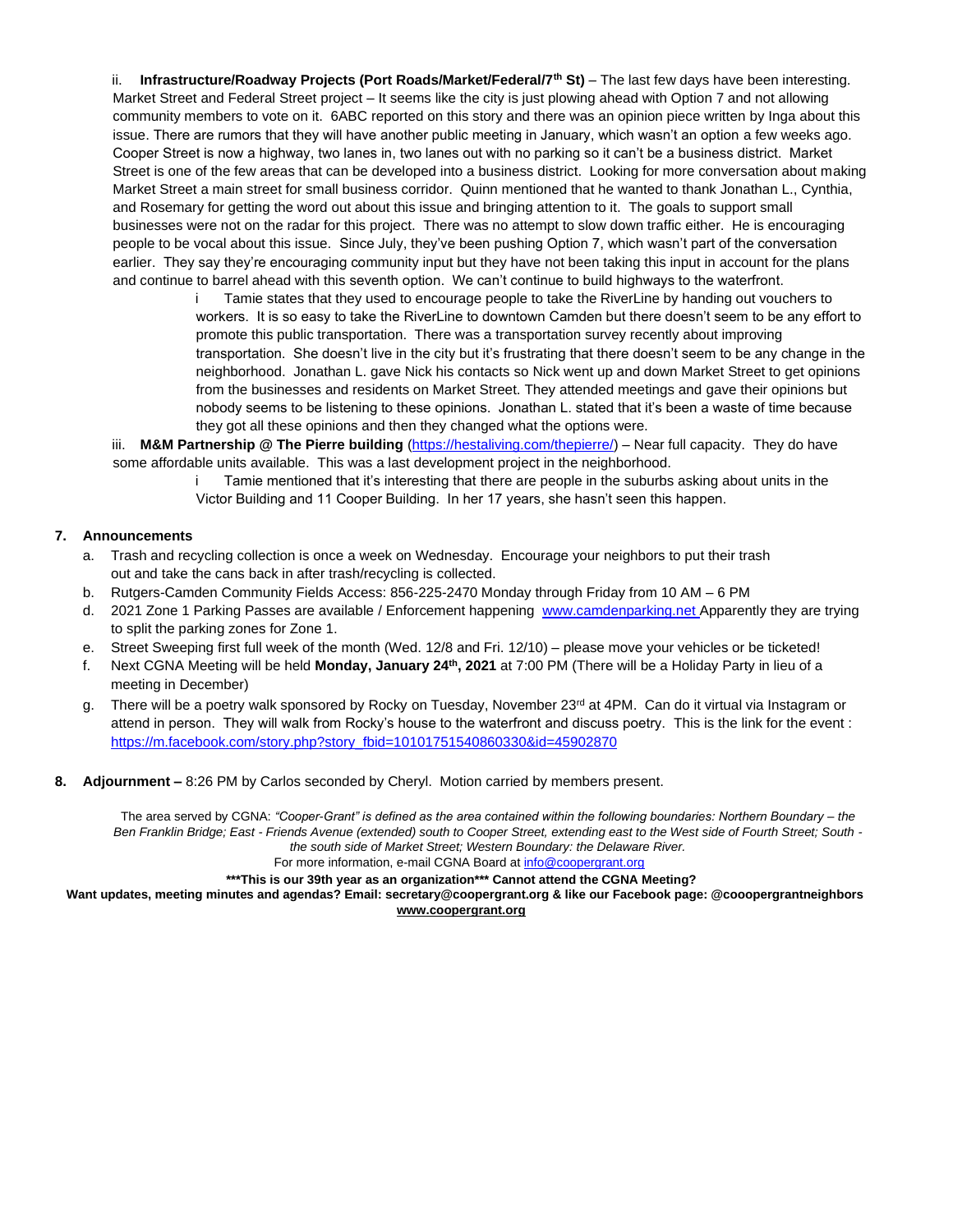ii. **Infrastructure/Roadway Projects (Port Roads/Market/Federal/7th St)** – The last few days have been interesting. Market Street and Federal Street project – It seems like the city is just plowing ahead with Option 7 and not allowing community members to vote on it. 6ABC reported on this story and there was an opinion piece written by Inga about this issue. There are rumors that they will have another public meeting in January, which wasn't an option a few weeks ago. Cooper Street is now a highway, two lanes in, two lanes out with no parking so it can't be a business district. Market Street is one of the few areas that can be developed into a business district. Looking for more conversation about making Market Street a main street for small business corridor. Quinn mentioned that he wanted to thank Jonathan L., Cynthia, and Rosemary for getting the word out about this issue and bringing attention to it. The goals to support small businesses were not on the radar for this project. There was no attempt to slow down traffic either. He is encouraging people to be vocal about this issue. Since July, they've been pushing Option 7, which wasn't part of the conversation earlier. They say they're encouraging community input but they have not been taking this input in account for the plans and continue to barrel ahead with this seventh option. We can't continue to build highways to the waterfront.

i Tamie states that they used to encourage people to take the RiverLine by handing out vouchers to workers. It is so easy to take the RiverLine to downtown Camden but there doesn't seem to be any effort to promote this public transportation. There was a transportation survey recently about improving transportation. She doesn't live in the city but it's frustrating that there doesn't seem to be any change in the neighborhood. Jonathan L. gave Nick his contacts so Nick went up and down Market Street to get opinions from the businesses and residents on Market Street. They attended meetings and gave their opinions but nobody seems to be listening to these opinions. Jonathan L. stated that it's been a waste of time because they got all these opinions and then they changed what the options were.

iii. **M&M Partnership @ The Pierre building** (https://hestaliving.com/thepierre/) – Near full capacity. They do have some affordable units available. This was a last development project in the neighborhood.

i Tamie mentioned that it's interesting that there are people in the suburbs asking about units in the Victor Building and 11 Cooper Building. In her 17 years, she hasn't seen this happen.

**7. Announcements**

a. Trash and recycling collection is once a week on Wednesday. Encourage your neighbors to put their trash out and take the cans back in after trash/recycling is collected.
b. Rutgers-Camden Community Fields Access: 856-225-2470 Monday through Friday from 10 AM – 6 PM
d. 2021 Zone 1 Parking Passes are available / Enforcement happening www.camdenparking.net Apparently they are trying to split the parking zones for Zone 1.
e. Street Sweeping first full week of the month (Wed. 12/8 and Fri. 12/10) – please move your vehicles or be ticketed!
f. Next CGNA Meeting will be held **Monday, January 24th, 2021** at 7:00 PM (There will be a Holiday Party in lieu of a meeting in December)
g. There will be a poetry walk sponsored by Rocky on Tuesday, November 23rd at 4PM. Can do it virtual via Instagram or attend in person. They will walk from Rocky's house to the waterfront and discuss poetry. This is the link for the event : https://m.facebook.com/story.php?story_fbid=10101751540860330&id=45902870

**8. Adjournment –** 8:26 PM by Carlos seconded by Cheryl. Motion carried by members present.

The area served by CGNA: *"Cooper-Grant" is defined as the area contained within the following boundaries: Northern Boundary – the Ben Franklin Bridge; East - Friends Avenue (extended) south to Cooper Street, extending east to the West side of Fourth Street; South - the south side of Market Street; Western Boundary: the Delaware River.*
For more information, e-mail CGNA Board at info@coopergrant.org

**\*\*\*This is our 39th year as an organization\*\*\* Cannot attend the CGNA Meeting?**
**Want updates, meeting minutes and agendas? Email: secretary@coopergrant.org & like our Facebook page: @cooopergrantneighbors**
**www.coopergrant.org**